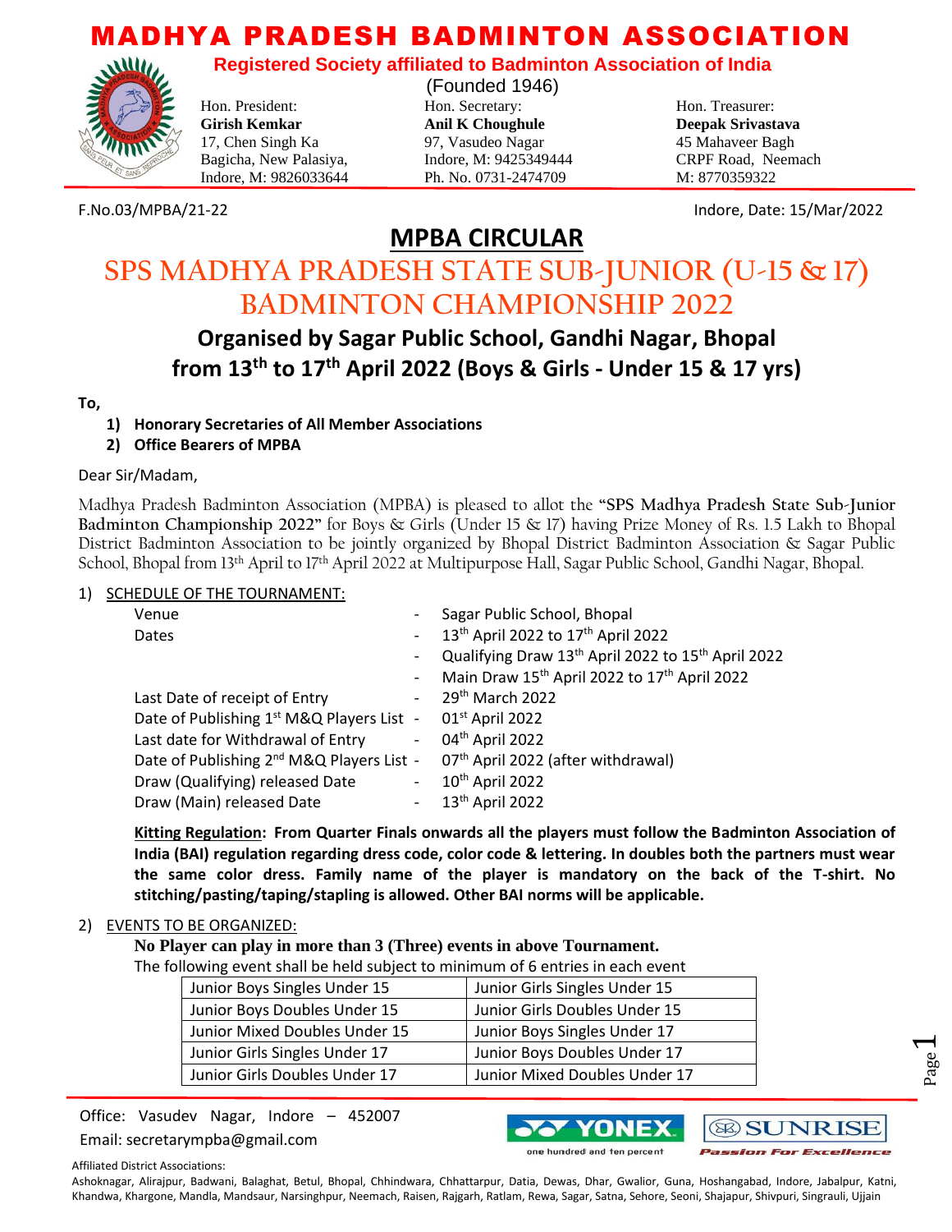# MADHYA PRADESH BADMINTON ASSOCIATION

**Registered Society affiliated to Badminton Association of India**

(Founded 1946)

Hon. President:
**Girish Kemkar**
17, Chen Singh Ka
Bagicha, New Palasiya,
Indore, M: 9826033644

Hon. Secretary:
**Anil K Choughule**
97, Vasudeo Nagar
Indore, M: 9425349444
Ph. No. 0731-2474709

Hon. Treasurer:
**Deepak Srivastava**
45 Mahaveer Bagh
CRPF Road, Neemach
M: 8770359322

F.No.03/MPBA/21-22

Indore, Date: 15/Mar/2022

## MPBA CIRCULAR

# SPS MADHYA PRADESH STATE SUB-JUNIOR (U-15 & 17) BADMINTON CHAMPIONSHIP 2022

### Organised by Sagar Public School, Gandhi Nagar, Bhopal from 13th to 17th April 2022 (Boys & Girls - Under 15 & 17 yrs)

**To,**

1) **Honorary Secretaries of All Member Associations**
2) **Office Bearers of MPBA**

Dear Sir/Madam,

Madhya Pradesh Badminton Association (MPBA) is pleased to allot the **"SPS Madhya Pradesh State Sub-Junior Badminton Championship 2022"** for Boys & Girls (Under 15 & 17) having Prize Money of Rs. 1.5 Lakh to Bhopal District Badminton Association to be jointly organized by Bhopal District Badminton Association & Sagar Public School, Bhopal from 13th April to 17th April 2022 at Multipurpose Hall, Sagar Public School, Gandhi Nagar, Bhopal.

1) SCHEDULE OF THE TOURNAMENT:

| | | |
|---|---|---|
| Venue | - | Sagar Public School, Bhopal |
| Dates | - | 13th April 2022 to 17th April 2022 |
| | - | Qualifying Draw 13th April 2022 to 15th April 2022 |
| | - | Main Draw 15th April 2022 to 17th April 2022 |
| Last Date of receipt of Entry | - | 29th March 2022 |
| Date of Publishing 1st M&Q Players List | - | 01st April 2022 |
| Last date for Withdrawal of Entry | - | 04th April 2022 |
| Date of Publishing 2nd M&Q Players List | - | 07th April 2022 (after withdrawal) |
| Draw (Qualifying) released Date | - | 10th April 2022 |
| Draw (Main) released Date | - | 13th April 2022 |

**Kitting Regulation: From Quarter Finals onwards all the players must follow the Badminton Association of India (BAI) regulation regarding dress code, color code & lettering. In doubles both the partners must wear the same color dress. Family name of the player is mandatory on the back of the T-shirt. No stitching/pasting/taping/stapling is allowed. Other BAI norms will be applicable.**

2) EVENTS TO BE ORGANIZED:

**No Player can play in more than 3 (Three) events in above Tournament.**

The following event shall be held subject to minimum of 6 entries in each event

| | |
|---|---|
| Junior Boys Singles Under 15 | Junior Girls Singles Under 15 |
| Junior Boys Doubles Under 15 | Junior Girls Doubles Under 15 |
| Junior Mixed Doubles Under 15 | Junior Boys Singles Under 17 |
| Junior Girls Singles Under 17 | Junior Boys Doubles Under 17 |
| Junior Girls Doubles Under 17 | Junior Mixed Doubles Under 17 |

Office: Vasudev Nagar, Indore – 452007
Email: secretarympba@gmail.com

Affiliated District Associations:
Ashoknagar, Alirajpur, Badwani, Balaghat, Betul, Bhopal, Chhindwara, Chhattarpur, Datia, Dewas, Dhar, Gwalior, Guna, Hoshangabad, Indore, Jabalpur, Katni, Khandwa, Khargone, Mandla, Mandsaur, Narsinghpur, Neemach, Raisen, Rajgarh, Ratlam, Rewa, Sagar, Satna, Sehore, Seoni, Shajapur, Shivpuri, Singrauli, Ujjain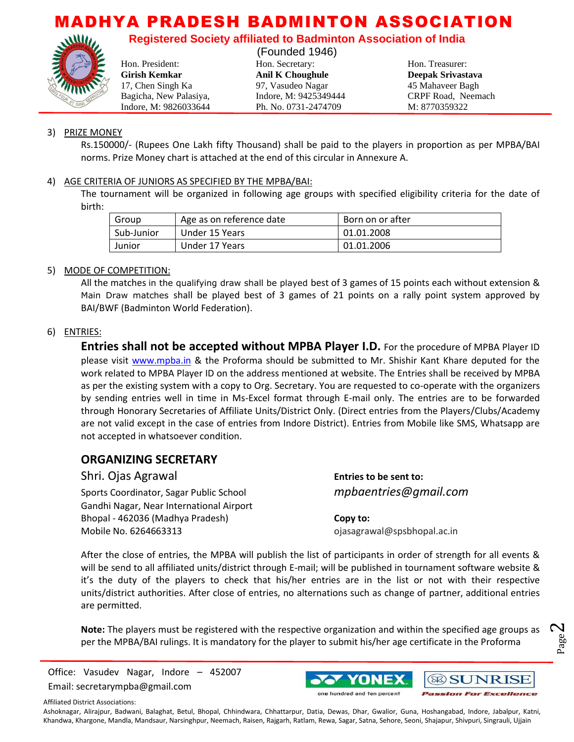3) PRIZE MONEY

Rs.150000/- (Rupees One Lakh fifty Thousand) shall be paid to the players in proportion as per MPBA/BAI norms. Prize Money chart is attached at the end of this circular in Annexure A.

4) AGE CRITERIA OF JUNIORS AS SPECIFIED BY THE MPBA/BAI:

The tournament will be organized in following age groups with specified eligibility criteria for the date of birth:

| Group | Age as on reference date | Born on or after |
|---|---|---|
| Sub-Junior | Under 15 Years | 01.01.2008 |
| Junior | Under 17 Years | 01.01.2006 |

5) MODE OF COMPETITION:

All the matches in the qualifying draw shall be played best of 3 games of 15 points each without extension & Main Draw matches shall be played best of 3 games of 21 points on a rally point system approved by BAI/BWF (Badminton World Federation).

6) ENTRIES:

**Entries shall not be accepted without MPBA Player I.D.** For the procedure of MPBA Player ID please visit www.mpba.in & the Proforma should be submitted to Mr. Shishir Kant Khare deputed for the work related to MPBA Player ID on the address mentioned at website. The Entries shall be received by MPBA as per the existing system with a copy to Org. Secretary. You are requested to co-operate with the organizers by sending entries well in time in Ms-Excel format through E-mail only. The entries are to be forwarded through Honorary Secretaries of Affiliate Units/District Only. (Direct entries from the Players/Clubs/Academy are not valid except in the case of entries from Indore District). Entries from Mobile like SMS, Whatsapp are not accepted in whatsoever condition.

## ORGANIZING SECRETARY

Shri. Ojas Agrawal

Sports Coordinator, Sagar Public School
Gandhi Nagar, Near International Airport
Bhopal - 462036 (Madhya Pradesh)
Mobile No. 6264663313

**Entries to be sent to:**

*mpbaentries@gmail.com*

**Copy to:**

ojasagrawal@spsbhopal.ac.in

After the close of entries, the MPBA will publish the list of participants in order of strength for all events & will be send to all affiliated units/district through E-mail; will be published in tournament software website & it's the duty of the players to check that his/her entries are in the list or not with their respective units/district authorities. After close of entries, no alternations such as change of partner, additional entries are permitted.

**Note:** The players must be registered with the respective organization and within the specified age groups as per the MPBA/BAI rulings. It is mandatory for the player to submit his/her age certificate in the Proforma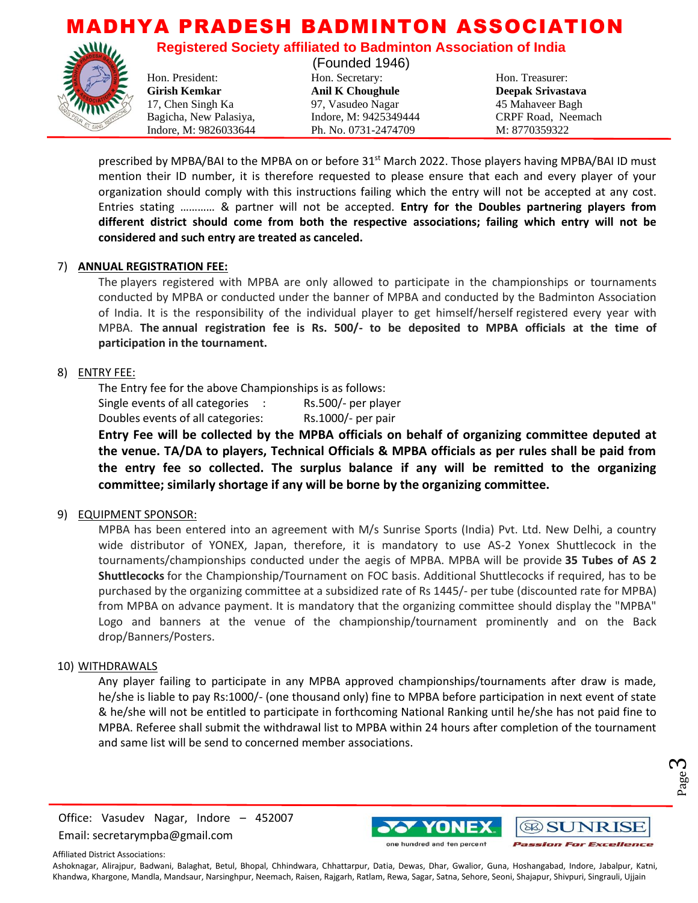prescribed by MPBA/BAI to the MPBA on or before 31st March 2022. Those players having MPBA/BAI ID must mention their ID number, it is therefore requested to please ensure that each and every player of your organization should comply with this instructions failing which the entry will not be accepted at any cost. Entries stating ………… & partner will not be accepted. **Entry for the Doubles partnering players from different district should come from both the respective associations; failing which entry will not be considered and such entry are treated as canceled.**

7) **ANNUAL REGISTRATION FEE:**

The players registered with MPBA are only allowed to participate in the championships or tournaments conducted by MPBA or conducted under the banner of MPBA and conducted by the Badminton Association of India. It is the responsibility of the individual player to get himself/herself registered every year with MPBA. **The annual registration fee is Rs. 500/- to be deposited to MPBA officials at the time of participation in the tournament.**

8) ENTRY FEE:

The Entry fee for the above Championships is as follows:

Single events of all categories : Rs.500/- per player
Doubles events of all categories: Rs.1000/- per pair

**Entry Fee will be collected by the MPBA officials on behalf of organizing committee deputed at the venue. TA/DA to players, Technical Officials & MPBA officials as per rules shall be paid from the entry fee so collected. The surplus balance if any will be remitted to the organizing committee; similarly shortage if any will be borne by the organizing committee.**

9) EQUIPMENT SPONSOR:

MPBA has been entered into an agreement with M/s Sunrise Sports (India) Pvt. Ltd. New Delhi, a country wide distributor of YONEX, Japan, therefore, it is mandatory to use AS-2 Yonex Shuttlecock in the tournaments/championships conducted under the aegis of MPBA. MPBA will be provide **35 Tubes of AS 2 Shuttlecocks** for the Championship/Tournament on FOC basis. Additional Shuttlecocks if required, has to be purchased by the organizing committee at a subsidized rate of Rs 1445/- per tube (discounted rate for MPBA) from MPBA on advance payment. It is mandatory that the organizing committee should display the "MPBA" Logo and banners at the venue of the championship/tournament prominently and on the Back drop/Banners/Posters.

10) WITHDRAWALS

Any player failing to participate in any MPBA approved championships/tournaments after draw is made, he/she is liable to pay Rs:1000/- (one thousand only) fine to MPBA before participation in next event of state & he/she will not be entitled to participate in forthcoming National Ranking until he/she has not paid fine to MPBA. Referee shall submit the withdrawal list to MPBA within 24 hours after completion of the tournament and same list will be send to concerned member associations.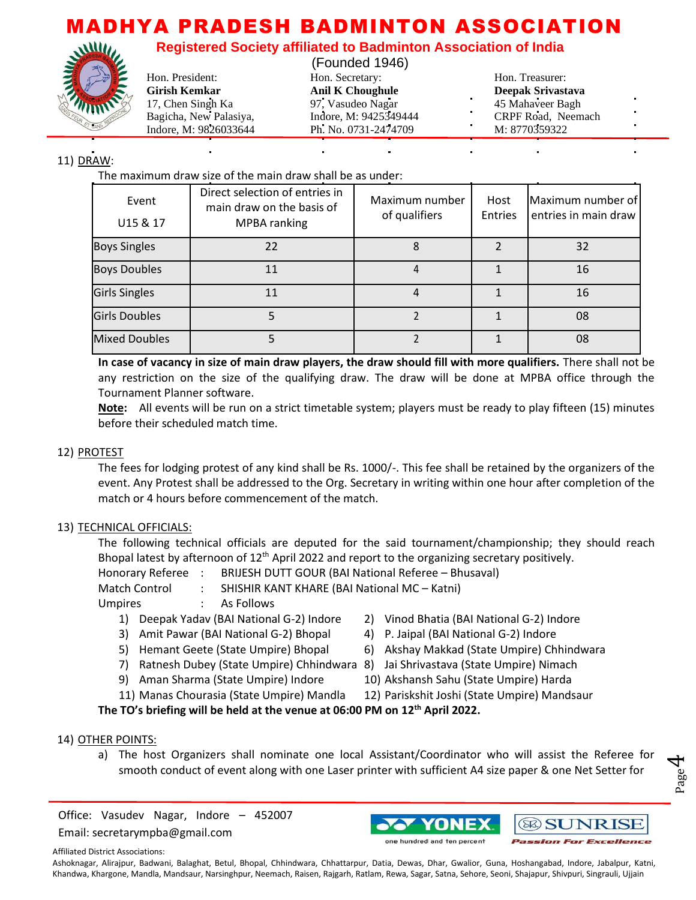11) DRAW:

The maximum draw size of the main draw shall be as under:

| Event U15 & 17 | Direct selection of entries in main draw on the basis of MPBA ranking | Maximum number of qualifiers | Host Entries | Maximum number of entries in main draw |
|---|---|---|---|---|
| Boys Singles | 22 | 8 | 2 | 32 |
| Boys Doubles | 11 | 4 | 1 | 16 |
| Girls Singles | 11 | 4 | 1 | 16 |
| Girls Doubles | 5 | 2 | 1 | 08 |
| Mixed Doubles | 5 | 2 | 1 | 08 |

**In case of vacancy in size of main draw players, the draw should fill with more qualifiers.** There shall not be any restriction on the size of the qualifying draw. The draw will be done at MPBA office through the Tournament Planner software.

**Note:** All events will be run on a strict timetable system; players must be ready to play fifteen (15) minutes before their scheduled match time.

12) PROTEST

The fees for lodging protest of any kind shall be Rs. 1000/-. This fee shall be retained by the organizers of the event. Any Protest shall be addressed to the Org. Secretary in writing within one hour after completion of the match or 4 hours before commencement of the match.

13) TECHNICAL OFFICIALS:

The following technical officials are deputed for the said tournament/championship; they should reach Bhopal latest by afternoon of 12th April 2022 and report to the organizing secretary positively.

Honorary Referee : BRIJESH DUTT GOUR (BAI National Referee – Bhusaval)
Match Control : SHISHIR KANT KHARE (BAI National MC – Katni)
Umpires : As Follows

1) Deepak Yadav (BAI National G-2) Indore
2) Vinod Bhatia (BAI National G-2) Indore
3) Amit Pawar (BAI National G-2) Bhopal
4) P. Jaipal (BAI National G-2) Indore
5) Hemant Geete (State Umpire) Bhopal
6) Akshay Makkad (State Umpire) Chhindwara
7) Ratnesh Dubey (State Umpire) Chhindwara
8) Jai Shrivastava (State Umpire) Nimach
9) Aman Sharma (State Umpire) Indore
10) Akshansh Sahu (State Umpire) Harda
11) Manas Chourasia (State Umpire) Mandla
12) Pariskshit Joshi (State Umpire) Mandsaur

**The TO's briefing will be held at the venue at 06:00 PM on 12th April 2022.**

14) OTHER POINTS:

a) The host Organizers shall nominate one local Assistant/Coordinator who will assist the Referee for smooth conduct of event along with one Laser printer with sufficient A4 size paper & one Net Setter for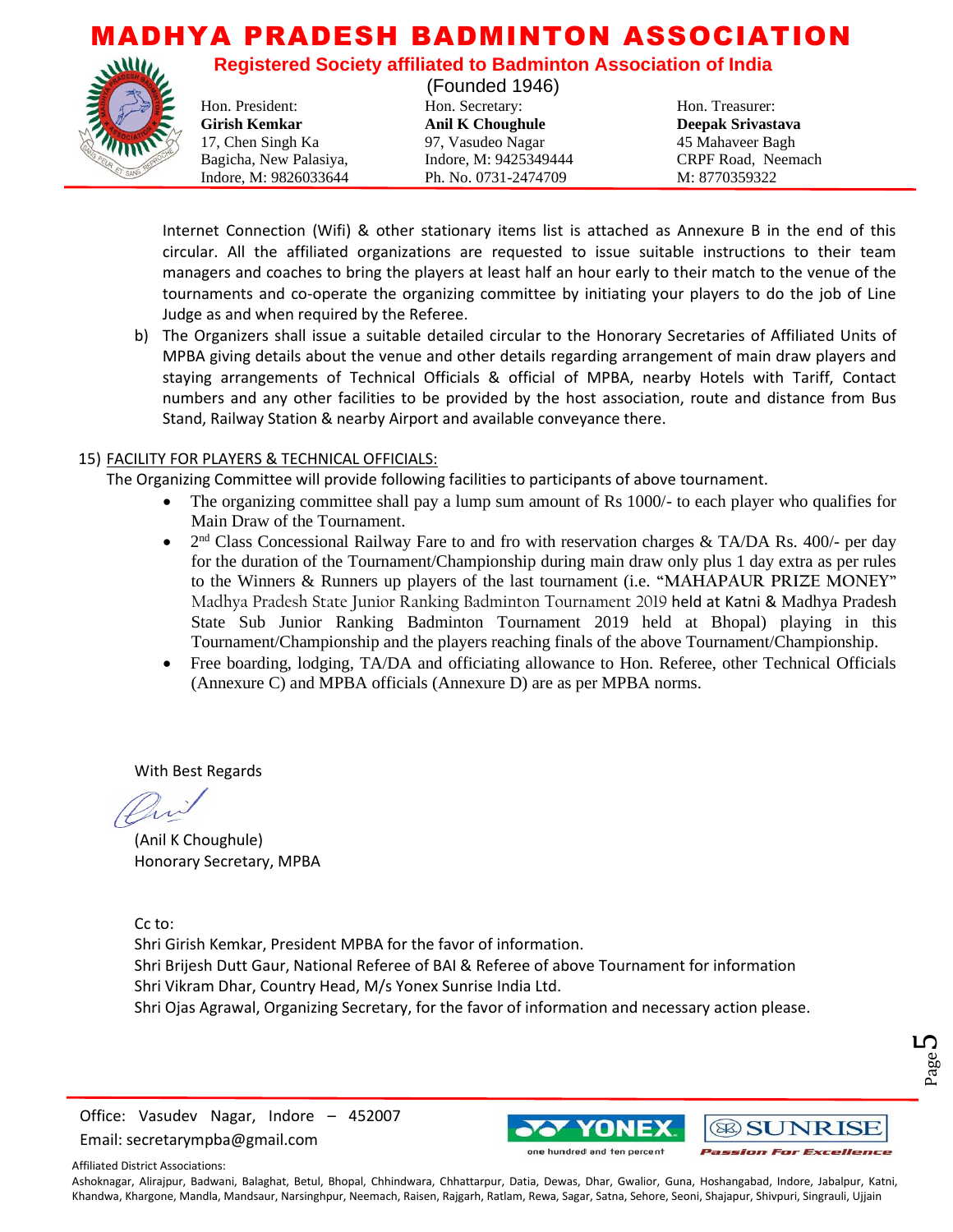Internet Connection (Wifi) & other stationary items list is attached as Annexure B in the end of this circular. All the affiliated organizations are requested to issue suitable instructions to their team managers and coaches to bring the players at least half an hour early to their match to the venue of the tournaments and co-operate the organizing committee by initiating your players to do the job of Line Judge as and when required by the Referee.

b) The Organizers shall issue a suitable detailed circular to the Honorary Secretaries of Affiliated Units of MPBA giving details about the venue and other details regarding arrangement of main draw players and staying arrangements of Technical Officials & official of MPBA, nearby Hotels with Tariff, Contact numbers and any other facilities to be provided by the host association, route and distance from Bus Stand, Railway Station & nearby Airport and available conveyance there.

15) FACILITY FOR PLAYERS & TECHNICAL OFFICIALS:

The Organizing Committee will provide following facilities to participants of above tournament.

- The organizing committee shall pay a lump sum amount of Rs 1000/- to each player who qualifies for Main Draw of the Tournament.
- 2nd Class Concessional Railway Fare to and fro with reservation charges & TA/DA Rs. 400/- per day for the duration of the Tournament/Championship during main draw only plus 1 day extra as per rules to the Winners & Runners up players of the last tournament (i.e. "MAHAPAUR PRIZE MONEY" Madhya Pradesh State Junior Ranking Badminton Tournament 2019 held at Katni & Madhya Pradesh State Sub Junior Ranking Badminton Tournament 2019 held at Bhopal) playing in this Tournament/Championship and the players reaching finals of the above Tournament/Championship.
- Free boarding, lodging, TA/DA and officiating allowance to Hon. Referee, other Technical Officials (Annexure C) and MPBA officials (Annexure D) are as per MPBA norms.

With Best Regards

(Anil K Choughule)
Honorary Secretary, MPBA

Cc to:
Shri Girish Kemkar, President MPBA for the favor of information.
Shri Brijesh Dutt Gaur, National Referee of BAI & Referee of above Tournament for information
Shri Vikram Dhar, Country Head, M/s Yonex Sunrise India Ltd.
Shri Ojas Agrawal, Organizing Secretary, for the favor of information and necessary action please.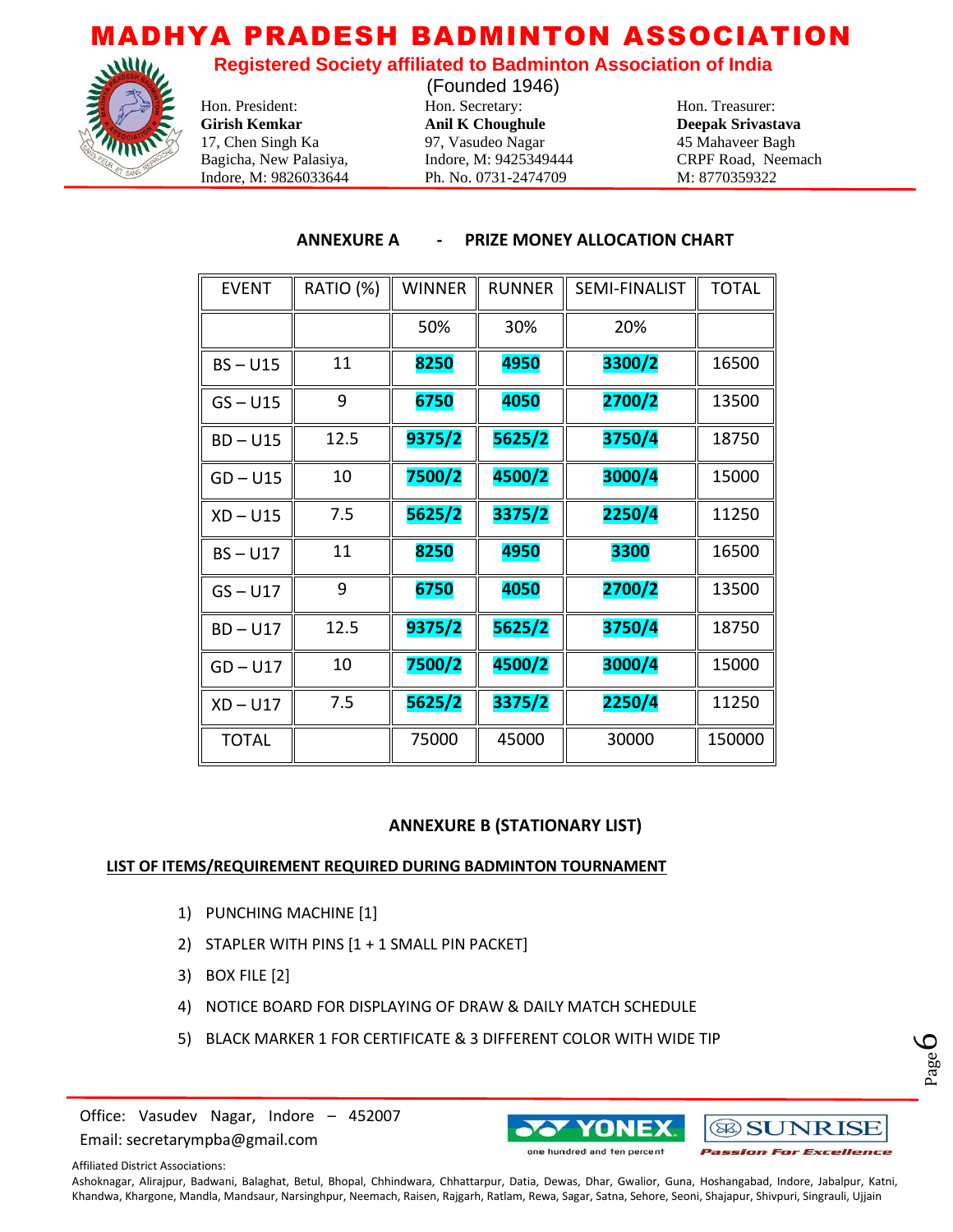# MADHYA PRADESH BADMINTON ASSOCIATION

**Registered Society affiliated to Badminton Association of India**

(Founded 1946)

Hon. President:
**Girish Kemkar**
17, Chen Singh Ka
Bagicha, New Palasiya,
Indore, M: 9826033644

Hon. Secretary:
**Anil K Choughule**
97, Vasudeo Nagar
Indore, M: 9425349444
Ph. No. 0731-2474709

Hon. Treasurer:
**Deepak Srivastava**
45 Mahaveer Bagh
CRPF Road, Neemach
M: 8770359322

## ANNEXURE A - PRIZE MONEY ALLOCATION CHART

| EVENT | RATIO (%) | WINNER | RUNNER | SEMI-FINALIST | TOTAL |
|---|---|---|---|---|---|
| | | 50% | 30% | 20% | |
| BS – U15 | 11 | **8250** | **4950** | **3300/2** | 16500 |
| GS – U15 | 9 | **6750** | **4050** | **2700/2** | 13500 |
| BD – U15 | 12.5 | **9375/2** | **5625/2** | **3750/4** | 18750 |
| GD – U15 | 10 | **7500/2** | **4500/2** | **3000/4** | 15000 |
| XD – U15 | 7.5 | **5625/2** | **3375/2** | **2250/4** | 11250 |
| BS – U17 | 11 | **8250** | **4950** | **3300** | 16500 |
| GS – U17 | 9 | **6750** | **4050** | **2700/2** | 13500 |
| BD – U17 | 12.5 | **9375/2** | **5625/2** | **3750/4** | 18750 |
| GD – U17 | 10 | **7500/2** | **4500/2** | **3000/4** | 15000 |
| XD – U17 | 7.5 | **5625/2** | **3375/2** | **2250/4** | 11250 |
| TOTAL | | 75000 | 45000 | 30000 | 150000 |

## ANNEXURE B (STATIONARY LIST)

**LIST OF ITEMS/REQUIREMENT REQUIRED DURING BADMINTON TOURNAMENT**

1) PUNCHING MACHINE [1]
2) STAPLER WITH PINS [1 + 1 SMALL PIN PACKET]
3) BOX FILE [2]
4) NOTICE BOARD FOR DISPLAYING OF DRAW & DAILY MATCH SCHEDULE
5) BLACK MARKER 1 FOR CERTIFICATE & 3 DIFFERENT COLOR WITH WIDE TIP

Office: Vasudev Nagar, Indore – 452007
Email: secretarympba@gmail.com

YONEX one hundred and ten percent | SUNRISE Passion For Excellence

Affiliated District Associations:
Ashoknagar, Alirajpur, Badwani, Balaghat, Betul, Bhopal, Chhindwara, Chhattarpur, Datia, Dewas, Dhar, Gwalior, Guna, Hoshangabad, Indore, Jabalpur, Katni, Khandwa, Khargone, Mandla, Mandsaur, Narsinghpur, Neemach, Raisen, Rajgarh, Ratlam, Rewa, Sagar, Satna, Sehore, Seoni, Shajapur, Shivpuri, Singrauli, Ujjain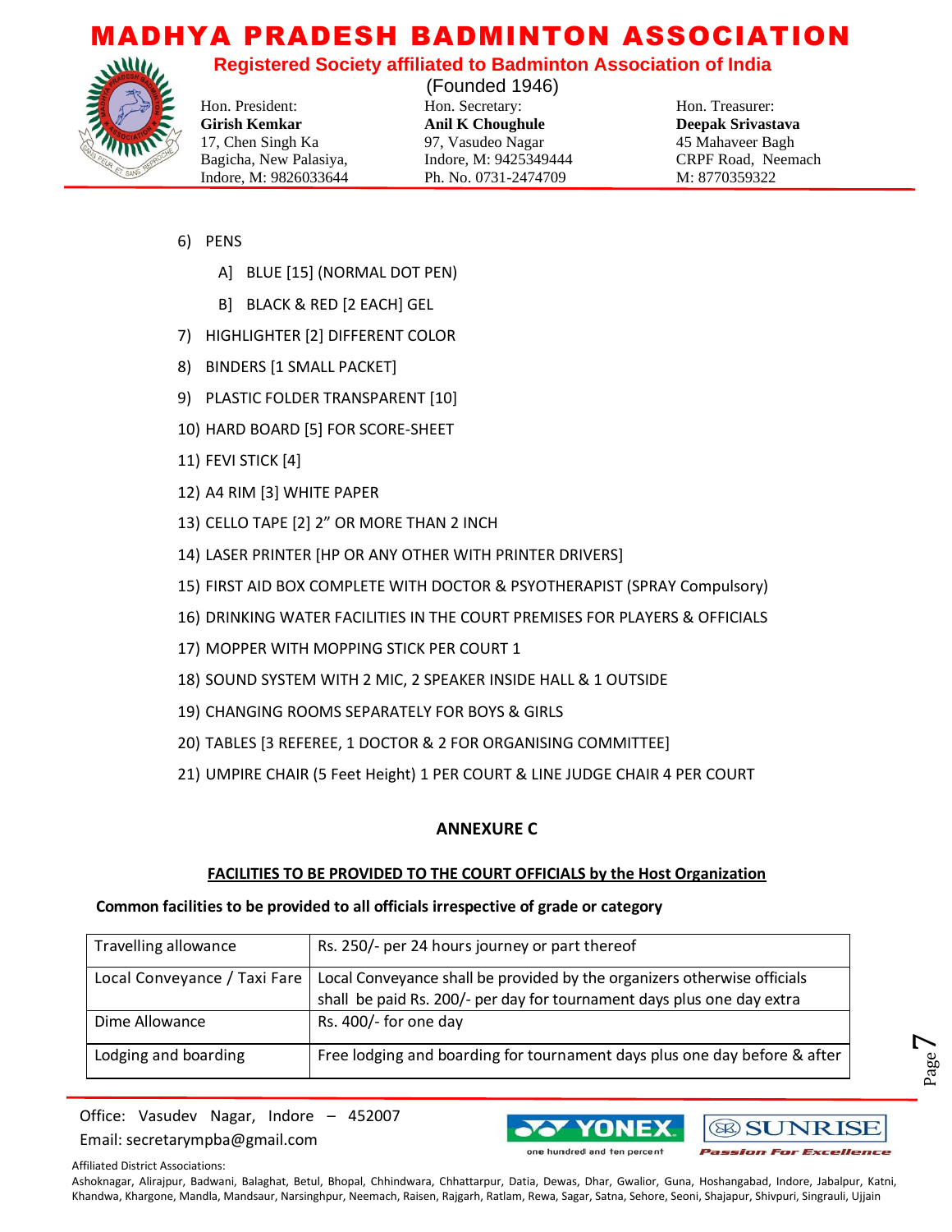6) PENS

   A] BLUE [15] (NORMAL DOT PEN)

   B] BLACK & RED [2 EACH] GEL

7) HIGHLIGHTER [2] DIFFERENT COLOR
8) BINDERS [1 SMALL PACKET]
9) PLASTIC FOLDER TRANSPARENT [10]
10) HARD BOARD [5] FOR SCORE-SHEET
11) FEVI STICK [4]
12) A4 RIM [3] WHITE PAPER
13) CELLO TAPE [2] 2" OR MORE THAN 2 INCH
14) LASER PRINTER [HP OR ANY OTHER WITH PRINTER DRIVERS]
15) FIRST AID BOX COMPLETE WITH DOCTOR & PSYOTHERAPIST (SPRAY Compulsory)
16) DRINKING WATER FACILITIES IN THE COURT PREMISES FOR PLAYERS & OFFICIALS
17) MOPPER WITH MOPPING STICK PER COURT 1
18) SOUND SYSTEM WITH 2 MIC, 2 SPEAKER INSIDE HALL & 1 OUTSIDE
19) CHANGING ROOMS SEPARATELY FOR BOYS & GIRLS
20) TABLES [3 REFEREE, 1 DOCTOR & 2 FOR ORGANISING COMMITTEE]
21) UMPIRE CHAIR (5 Feet Height) 1 PER COURT & LINE JUDGE CHAIR 4 PER COURT

## ANNEXURE C

**FACILITIES TO BE PROVIDED TO THE COURT OFFICIALS by the Host Organization**

**Common facilities to be provided to all officials irrespective of grade or category**

| | |
|---|---|
| Travelling allowance | Rs. 250/- per 24 hours journey or part thereof |
| Local Conveyance / Taxi Fare | Local Conveyance shall be provided by the organizers otherwise officials shall be paid Rs. 200/- per day for tournament days plus one day extra |
| Dime Allowance | Rs. 400/- for one day |
| Lodging and boarding | Free lodging and boarding for tournament days plus one day before & after |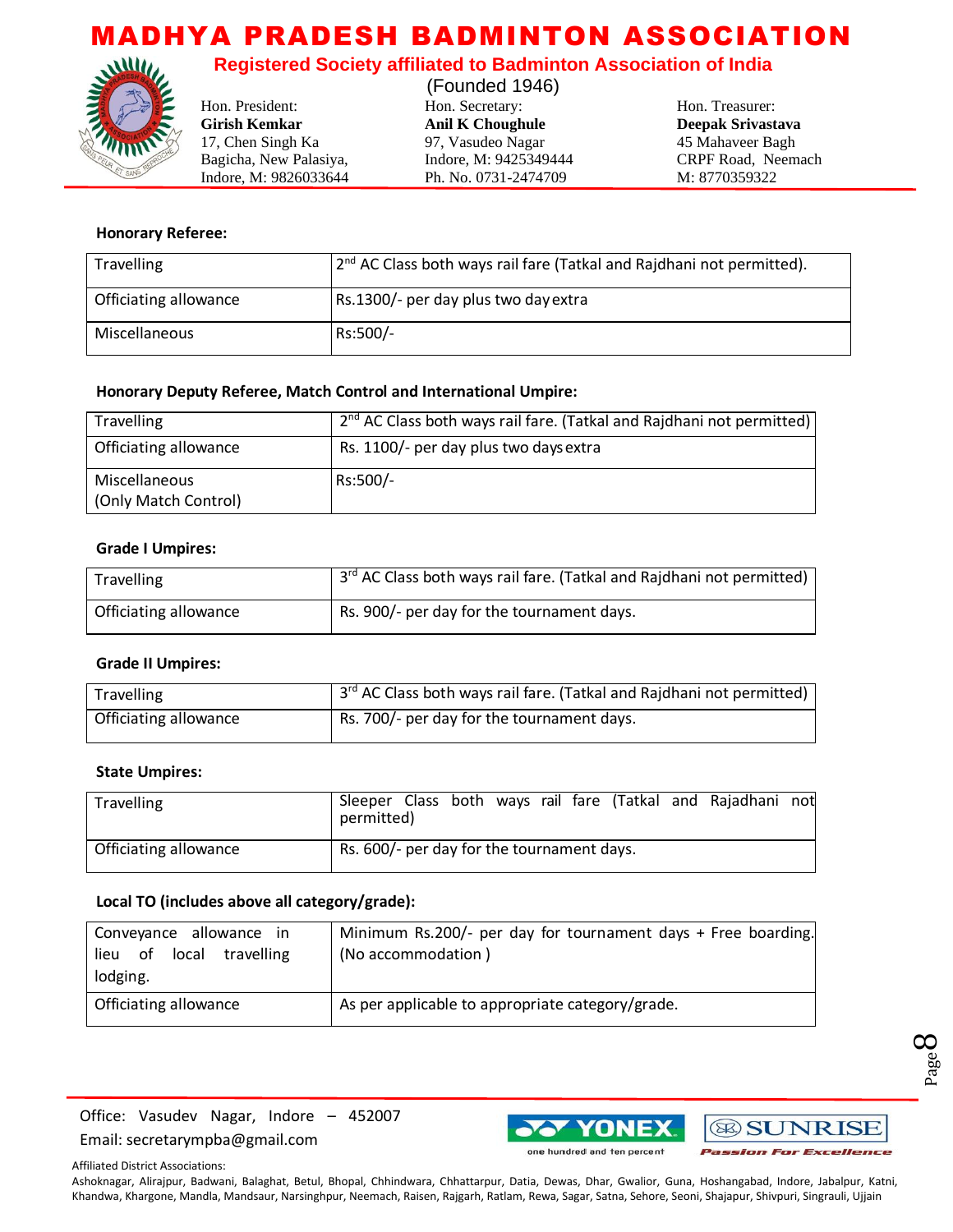**Honorary Referee:**

| | |
|---|---|
| Travelling | 2nd AC Class both ways rail fare (Tatkal and Rajdhani not permitted). |
| Officiating allowance | Rs.1300/- per day plus two day extra |
| Miscellaneous | Rs:500/- |

**Honorary Deputy Referee, Match Control and International Umpire:**

| | |
|---|---|
| Travelling | 2nd AC Class both ways rail fare. (Tatkal and Rajdhani not permitted) |
| Officiating allowance | Rs. 1100/- per day plus two days extra |
| Miscellaneous (Only Match Control) | Rs:500/- |

**Grade I Umpires:**

| | |
|---|---|
| Travelling | 3rd AC Class both ways rail fare. (Tatkal and Rajdhani not permitted) |
| Officiating allowance | Rs. 900/- per day for the tournament days. |

**Grade II Umpires:**

| | |
|---|---|
| Travelling | 3rd AC Class both ways rail fare. (Tatkal and Rajdhani not permitted) |
| Officiating allowance | Rs. 700/- per day for the tournament days. |

**State Umpires:**

| | |
|---|---|
| Travelling | Sleeper Class both ways rail fare (Tatkal and Rajdhani not permitted) |
| Officiating allowance | Rs. 600/- per day for the tournament days. |

**Local TO (includes above all category/grade):**

| | |
|---|---|
| Conveyance allowance in lieu of local travelling lodging. | Minimum Rs.200/- per day for tournament days + Free boarding. (No accommodation ) |
| Officiating allowance | As per applicable to appropriate category/grade. |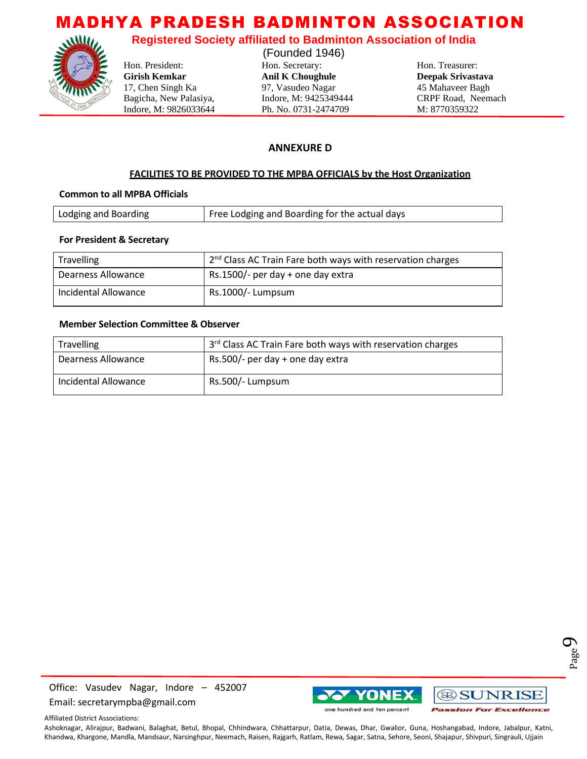# MADHYA PRADESH BADMINTON ASSOCIATION

**Registered Society affiliated to Badminton Association of India**

(Founded 1946)

Hon. President:
**Girish Kemkar**
17, Chen Singh Ka
Bagicha, New Palasiya,
Indore, M: 9826033644

Hon. Secretary:
**Anil K Choughule**
97, Vasudeo Nagar
Indore, M: 9425349444
Ph. No. 0731-2474709

Hon. Treasurer:
**Deepak Srivastava**
45 Mahaveer Bagh
CRPF Road, Neemach
M: 8770359322

## ANNEXURE D

### FACILITIES TO BE PROVIDED TO THE MPBA OFFICIALS by the Host Organization

**Common to all MPBA Officials**

| | |
|---|---|
| Lodging and Boarding | Free Lodging and Boarding for the actual days |

**For President & Secretary**

| | |
|---|---|
| Travelling | 2nd Class AC Train Fare both ways with reservation charges |
| Dearness Allowance | Rs.1500/- per day + one day extra |
| Incidental Allowance | Rs.1000/- Lumpsum |

**Member Selection Committee & Observer**

| | |
|---|---|
| Travelling | 3rd Class AC Train Fare both ways with reservation charges |
| Dearness Allowance | Rs.500/- per day + one day extra |
| Incidental Allowance | Rs.500/- Lumpsum |

Office: Vasudev Nagar, Indore – 452007
Email: secretarympba@gmail.com

Affiliated District Associations:
Ashoknagar, Alirajpur, Badwani, Balaghat, Betul, Bhopal, Chhindwara, Chhattarpur, Datia, Dewas, Dhar, Gwalior, Guna, Hoshangabad, Indore, Jabalpur, Katni, Khandwa, Khargone, Mandla, Mandsaur, Narsinghpur, Neemach, Raisen, Rajgarh, Ratlam, Rewa, Sagar, Satna, Sehore, Seoni, Shajapur, Shivpuri, Singrauli, Ujjain